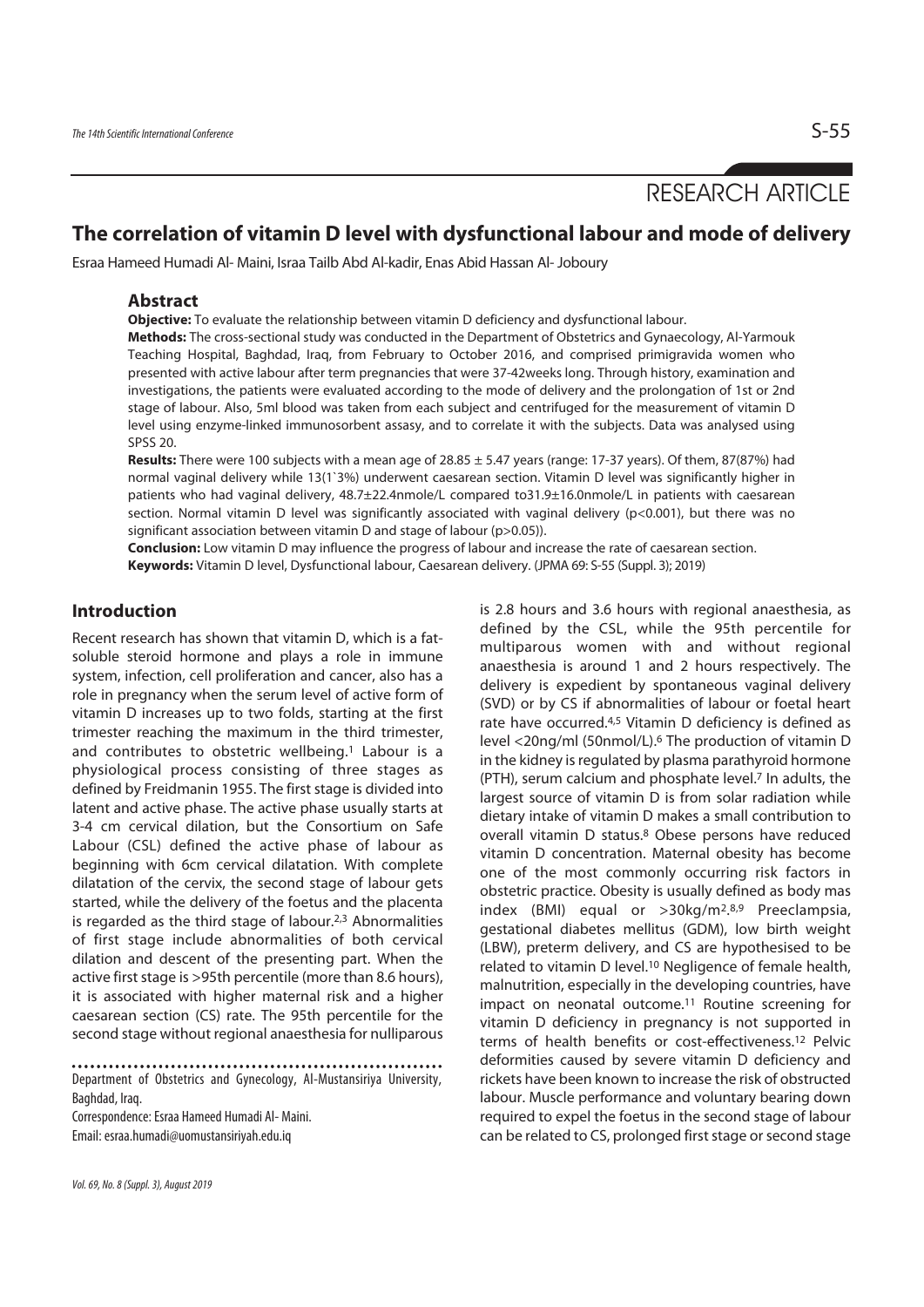RESEARCH ARTICLE

# The correlation of vitamin D level with dysfunctional labour and mode of delivery

Esraa Hameed Humadi Al- Maini, Israa Tailb Abd Al-kadir, Enas Abid Hassan Al- Joboury

## Abstract

**Objective:** To evaluate the relationship between vitamin D deficiency and dysfunctional labour.

**Methods:** The cross-sectional study was conducted in the Department of Obstetrics and Gynaecology, Al-Yarmouk Teaching Hospital, Baghdad, Iraq, from February to October 2016, and comprised primigravida women who presented with active labour after term pregnancies that were 37-42weeks long. Through history, examination and investigations, the patients were evaluated according to the mode of delivery and the prolongation of 1st or 2nd stage of labour. Also, 5ml blood was taken from each subject and centrifuged for the measurement of vitamin D level using enzyme-linked immunosorbent assay, and to correlate it with the subjects. Data was analysed using SPSS 20.

**Results:** There were 100 subjects with a mean age of 28.85 ± 5.47 years (range: 17-37 years). Of them, 87(87%) had normal vaginal delivery while 13(1`3%) underwent caesarean section. Vitamin D level was significantly higher in patients who had vaginal delivery, 48.7±22.4nmole/L compared to31.9±16.0nmole/L in patients with caesarean section. Normal vitamin D level was significantly associated with vaginal delivery ($p<0.001$), but there was no significant association between vitamin D and stage of labour ($p>0.05$)).

**Conclusion:** Low vitamin D may influence the progress of labour and increase the rate of caesarean section.

**Keywords:** Vitamin D level, Dysfunctional labour, Caesarean delivery. (JPMA 69: S-55 (Suppl. 3); 2019)

## Introduction

Recent research has shown that vitamin D, which is a fat-soluble steroid hormone and plays a role in immune system, infection, cell proliferation and cancer, also has a role in pregnancy when the serum level of active form of vitamin D increases up to two folds, starting at the first trimester reaching the maximum in the third trimester, and contributes to obstetric wellbeing.[1] Labour is a physiological process consisting of three stages as defined by Freidmanin 1955. The first stage is divided into latent and active phase. The active phase usually starts at 3-4 cm cervical dilation, but the Consortium on Safe Labour (CSL) defined the active phase of labour as beginning with 6cm cervical dilatation. With complete dilatation of the cervix, the second stage of labour gets started, while the delivery of the foetus and the placenta is regarded as the third stage of labour.[2,3] Abnormalities of first stage include abnormalities of both cervical dilation and descent of the presenting part. When the active first stage is >95th percentile (more than 8.6 hours), it is associated with higher maternal risk and a higher caesarean section (CS) rate. The 95th percentile for the second stage without regional anaesthesia for nulliparous is 2.8 hours and 3.6 hours with regional anaesthesia, as defined by the CSL, while the 95th percentile for multiparous women with and without regional anaesthesia is around 1 and 2 hours respectively. The delivery is expedient by spontaneous vaginal delivery (SVD) or by CS if abnormalities of labour or foetal heart rate have occurred.[4,5] Vitamin D deficiency is defined as level <20ng/ml (50nmol/L).[6] The production of vitamin D in the kidney is regulated by plasma parathyroid hormone (PTH), serum calcium and phosphate level.[7] In adults, the largest source of vitamin D is from solar radiation while dietary intake of vitamin D makes a small contribution to overall vitamin D status.[8] Obese persons have reduced vitamin D concentration. Maternal obesity has become one of the most commonly occurring risk factors in obstetric practice. Obesity is usually defined as body mas index (BMI) equal or >30kg/m$^2$.[8,9] Preeclampsia, gestational diabetes mellitus (GDM), low birth weight (LBW), preterm delivery, and CS are hypothesised to be related to vitamin D level.[10] Negligence of female health, malnutrition, especially in the developing countries, have impact on neonatal outcome.[11] Routine screening for vitamin D deficiency in pregnancy is not supported in terms of health benefits or cost-effectiveness.[12] Pelvic deformities caused by severe vitamin D deficiency and rickets have been known to increase the risk of obstructed labour. Muscle performance and voluntary bearing down required to expel the foetus in the second stage of labour can be related to CS, prolonged first stage or second stage

Department of Obstetrics and Gynecology, Al-Mustansiriya University, Baghdad, Iraq.

Correspondence: Esraa Hameed Humadi Al- Maini. Email: esraa.humadi@uomustansiriyah.edu.iq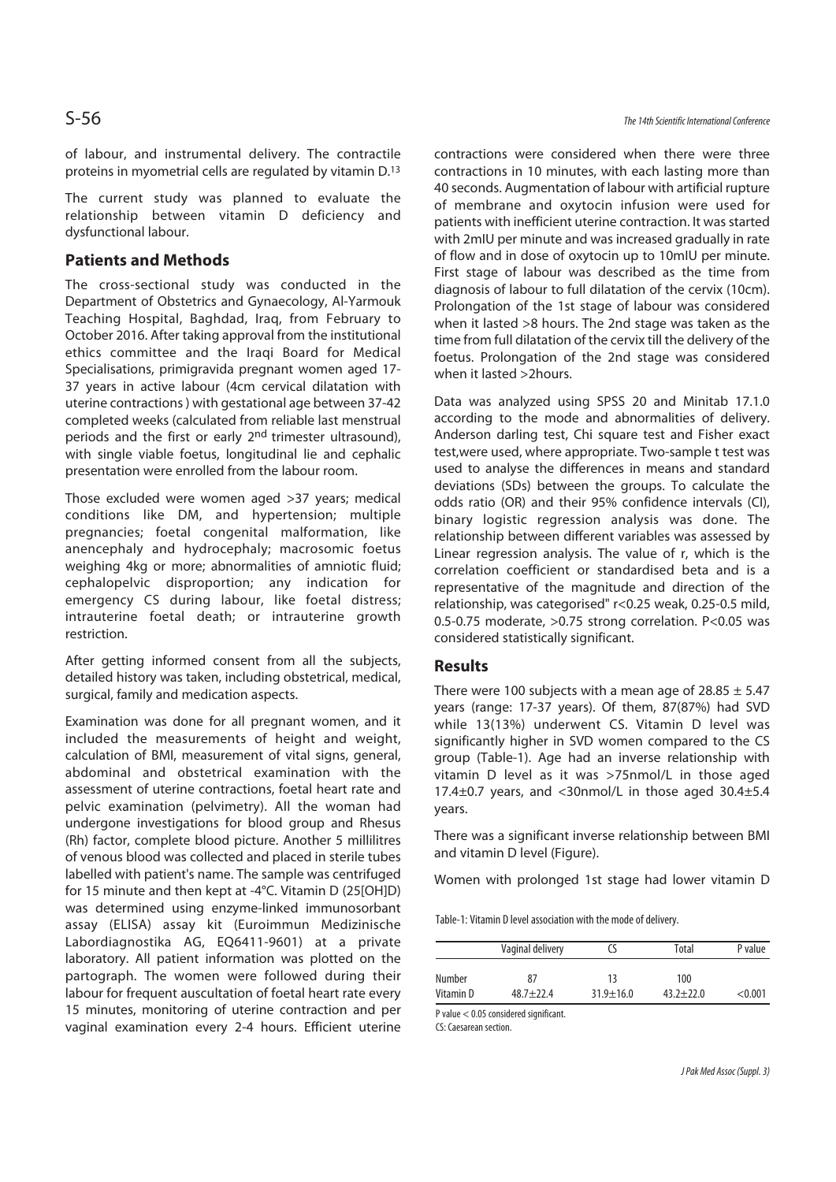of labour, and instrumental delivery. The contractile proteins in myometrial cells are regulated by vitamin D.[13]

The current study was planned to evaluate the relationship between vitamin D deficiency and dysfunctional labour.

## Patients and Methods

The cross-sectional study was conducted in the Department of Obstetrics and Gynaecology, Al-Yarmouk Teaching Hospital, Baghdad, Iraq, from February to October 2016. After taking approval from the institutional ethics committee and the Iraqi Board for Medical Specialisations, primigravida pregnant women aged 17-37 years in active labour (4cm cervical dilatation with uterine contractions ) with gestational age between 37-42 completed weeks (calculated from reliable last menstrual periods and the first or early 2nd trimester ultrasound), with single viable foetus, longitudinal lie and cephalic presentation were enrolled from the labour room.

Those excluded were women aged >37 years; medical conditions like DM, and hypertension; multiple pregnancies; foetal congenital malformation, like anencephaly and hydrocephaly; macrosomic foetus weighing 4kg or more; abnormalities of amniotic fluid; cephalopelvic disproportion; any indication for emergency CS during labour, like foetal distress; intrauterine foetal death; or intrauterine growth restriction.

After getting informed consent from all the subjects, detailed history was taken, including obstetrical, medical, surgical, family and medication aspects.

Examination was done for all pregnant women, and it included the measurements of height and weight, calculation of BMI, measurement of vital signs, general, abdominal and obstetrical examination with the assessment of uterine contractions, foetal heart rate and pelvic examination (pelvimetry). All the woman had undergone investigations for blood group and Rhesus (Rh) factor, complete blood picture. Another 5 millilitres of venous blood was collected and placed in sterile tubes labelled with patient's name. The sample was centrifuged for 15 minute and then kept at -4°C. Vitamin D (25[OH]D) was determined using enzyme-linked immunosorbant assay (ELISA) assay kit (Euroimmun Medizinische Labordiagnostika AG, EQ6411-9601) at a private laboratory. All patient information was plotted on the partograph. The women were followed during their labour for frequent auscultation of foetal heart rate every 15 minutes, monitoring of uterine contraction and per vaginal examination every 2-4 hours. Efficient uterine contractions were considered when there were three contractions in 10 minutes, with each lasting more than 40 seconds. Augmentation of labour with artificial rupture of membrane and oxytocin infusion were used for patients with inefficient uterine contraction. It was started with 2mIU per minute and was increased gradually in rate of flow and in dose of oxytocin up to 10mIU per minute. First stage of labour was described as the time from diagnosis of labour to full dilatation of the cervix (10cm). Prolongation of the 1st stage of labour was considered when it lasted >8 hours. The 2nd stage was taken as the time from full dilatation of the cervix till the delivery of the foetus. Prolongation of the 2nd stage was considered when it lasted >2hours.

Data was analyzed using SPSS 20 and Minitab 17.1.0 according to the mode and abnormalities of delivery. Anderson darling test, Chi square test and Fisher exact test,were used, where appropriate. Two-sample t test was used to analyse the differences in means and standard deviations (SDs) between the groups. To calculate the odds ratio (OR) and their 95% confidence intervals (CI), binary logistic regression analysis was done. The relationship between different variables was assessed by Linear regression analysis. The value of r, which is the correlation coefficient or standardised beta and is a representative of the magnitude and direction of the relationship, was categorised" r<0.25 weak, 0.25-0.5 mild, 0.5-0.75 moderate, >0.75 strong correlation. P<0.05 was considered statistically significant.

## Results

There were 100 subjects with a mean age of 28.85 ± 5.47 years (range: 17-37 years). Of them, 87(87%) had SVD while 13(13%) underwent CS. Vitamin D level was significantly higher in SVD women compared to the CS group (Table-1). Age had an inverse relationship with vitamin D level as it was >75nmol/L in those aged 17.4±0.7 years, and <30nmol/L in those aged 30.4±5.4 years.

There was a significant inverse relationship between BMI and vitamin D level (Figure).

Women with prolonged 1st stage had lower vitamin D

Table-1: Vitamin D level association with the mode of delivery.

| | Vaginal delivery | CS | Total | P value |
|---|---|---|---|---|
| Number | 87 | 13 | 100 | |
| Vitamin D | 48.7±22.4 | 31.9±16.0 | 43.2±22.0 | <0.001 |

P value < 0.05 considered significant.
CS: Caesarean section.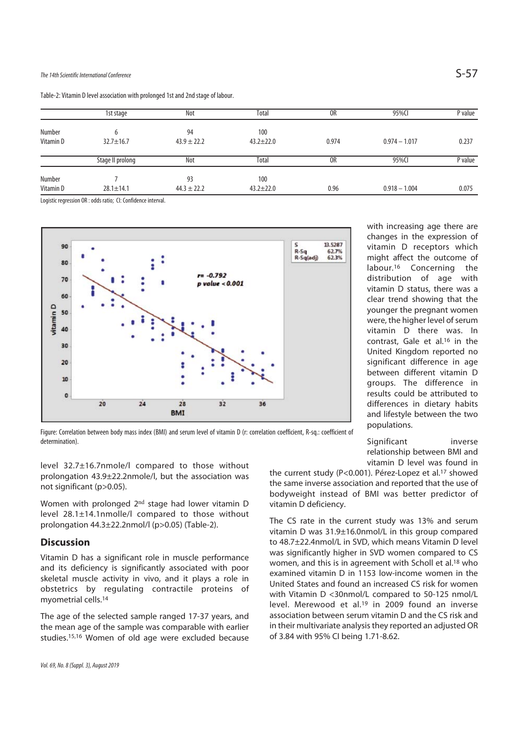Table-2: Vitamin D level association with prolonged 1st and 2nd stage of labour.

| | 1st stage | Not | Total | OR | 95%CI | P value |
|---|---|---|---|---|---|---|
| Number | 6 | 94 | 100 | | | |
| Vitamin D | 32.7±16.7 | 43.9 ± 22.2 | 43.2±22.0 | 0.974 | 0.974 – 1.017 | 0.237 |
| | Stage II prolong | Not | Total | OR | 95%CI | P value |
| Number | 7 | 93 | 100 | | | |
| Vitamin D | 28.1±14.1 | 44.3 ± 22.2 | 43.2±22.0 | 0.96 | 0.918 – 1.004 | 0.075 |

Logistic regression OR : odds ratio; CI: Confidence interval.

Figure: Correlation between body mass index (BMI) and serum level of vitamin D (r: correlation coefficient, R-sq.: coefficient of determination).

level 32.7±16.7nmole/l compared to those without prolongation 43.9±22.2nmole/l, but the association was not significant (p>0.05).

Women with prolonged 2nd stage had lower vitamin D level 28.1±14.1nmolle/l compared to those without prolongation 44.3±22.2nmol/l (p>0.05) (Table-2).

## Discussion

Vitamin D has a significant role in muscle performance and its deficiency is significantly associated with poor skeletal muscle activity in vivo, and it plays a role in obstetrics by regulating contractile proteins of myometrial cells.[14]

The age of the selected sample ranged 17-37 years, and the mean age of the sample was comparable with earlier studies.[15,16] Women of old age were excluded because with increasing age there are changes in the expression of vitamin D receptors which might affect the outcome of labour.[16] Concerning the distribution of age with vitamin D status, there was a clear trend showing that the younger the pregnant women were, the higher level of serum vitamin D there was. In contrast, Gale et al.[16] in the United Kingdom reported no significant difference in age between different vitamin D groups. The difference in results could be attributed to differences in dietary habits and lifestyle between the two populations.

Significant inverse relationship between BMI and vitamin D level was found in the current study (P<0.001). Pérez-Lopez et al.[17] showed the same inverse association and reported that the use of bodyweight instead of BMI was better predictor of vitamin D deficiency.

The CS rate in the current study was 13% and serum vitamin D was 31.9±16.0nmol/L in this group compared to 48.7±22.4nmol/L in SVD, which means Vitamin D level was significantly higher in SVD women compared to CS women, and this is in agreement with Scholl et al.[18] who examined vitamin D in 1153 low-income women in the United States and found an increased CS risk for women with Vitamin D <30nmol/L compared to 50-125 nmol/L level. Merewood et al.[19] in 2009 found an inverse association between serum vitamin D and the CS risk and in their multivariate analysis they reported an adjusted OR of 3.84 with 95% CI being 1.71-8.62.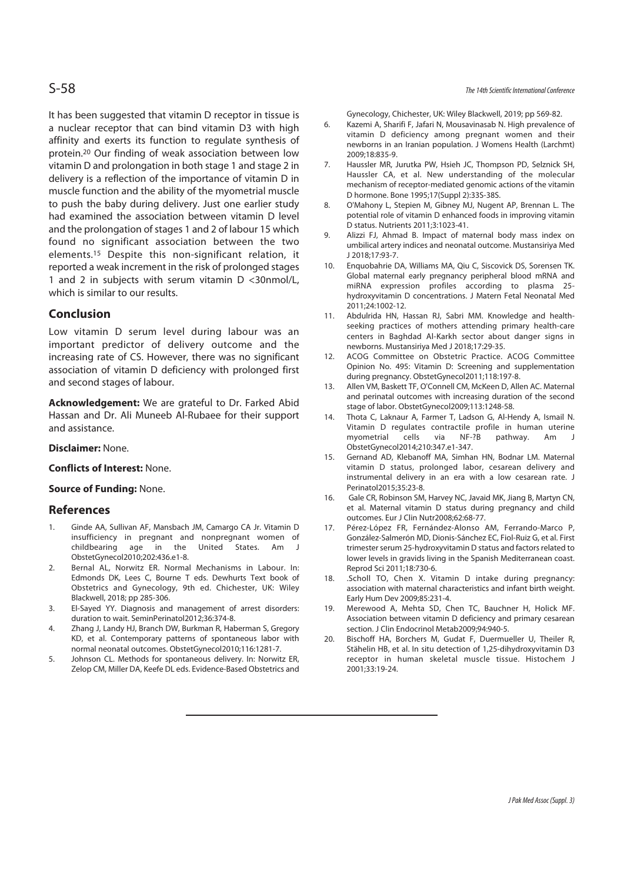It has been suggested that vitamin D receptor in tissue is a nuclear receptor that can bind vitamin D3 with high affinity and exerts its function to regulate synthesis of protein.[20] Our finding of weak association between low vitamin D and prolongation in both stage 1 and stage 2 in delivery is a reflection of the importance of vitamin D in muscle function and the ability of the myometrial muscle to push the baby during delivery. Just one earlier study had examined the association between vitamin D level and the prolongation of stages 1 and 2 of labour 15 which found no significant association between the two elements.[15] Despite this non-significant relation, it reported a weak increment in the risk of prolonged stages 1 and 2 in subjects with serum vitamin D <30nmol/L, which is similar to our results.

## Conclusion

Low vitamin D serum level during labour was an important predictor of delivery outcome and the increasing rate of CS. However, there was no significant association of vitamin D deficiency with prolonged first and second stages of labour.

**Acknowledgement:** We are grateful to Dr. Farked Abid Hassan and Dr. Ali Muneeb Al-Rubaee for their support and assistance.

**Disclaimer:** None.

**Conflicts of Interest:** None.

**Source of Funding:** None.

## References

1. Ginde AA, Sullivan AF, Mansbach JM, Camargo CA Jr. Vitamin D insufficiency in pregnant and nonpregnant women of childbearing age in the United States. Am J ObstetGynecol2010;202:436.e1-8.
2. Bernal AL, Norwitz ER. Normal Mechanisms in Labour. In: Edmonds DK, Lees C, Bourne T eds. Dewhurts Text book of Obstetrics and Gynecology, 9th ed. Chichester, UK: Wiley Blackwell, 2018; pp 285-306.
3. El-Sayed YY. Diagnosis and management of arrest disorders: duration to wait. SeminPerinatol2012;36:374-8.
4. Zhang J, Landy HJ, Branch DW, Burkman R, Haberman S, Gregory KD, et al. Contemporary patterns of spontaneous labor with normal neonatal outcomes. ObstetGynecol2010;116:1281-7.
5. Johnson CL. Methods for spontaneous delivery. In: Norwitz ER, Zelop CM, Miller DA, Keefe DL eds. Evidence-Based Obstetrics and Gynecology, Chichester, UK: Wiley Blackwell, 2019; pp 569-82.
6. Kazemi A, Sharifi F, Jafari N, Mousavinasab N. High prevalence of vitamin D deficiency among pregnant women and their newborns in an Iranian population. J Womens Health (Larchmt) 2009;18:835-9.
7. Haussler MR, Jurutka PW, Hsieh JC, Thompson PD, Selznick SH, Haussler CA, et al. New understanding of the molecular mechanism of receptor-mediated genomic actions of the vitamin D hormone. Bone 1995;17(Suppl 2):33S-38S.
8. O'Mahony L, Stepien M, Gibney MJ, Nugent AP, Brennan L. The potential role of vitamin D enhanced foods in improving vitamin D status. Nutrients 2011;3:1023-41.
9. Alizzi FJ, Ahmad B. Impact of maternal body mass index on umbilical artery indices and neonatal outcome. Mustansiriya Med J 2018;17:93-7.
10. Enquobahrie DA, Williams MA, Qiu C, Siscovick DS, Sorensen TK. Global maternal early pregnancy peripheral blood mRNA and miRNA expression profiles according to plasma 25-hydroxyvitamin D concentrations. J Matern Fetal Neonatal Med 2011;24:1002-12.
11. Abdulrida HN, Hassan RJ, Sabri MM. Knowledge and health-seeking practices of mothers attending primary health-care centers in Baghdad Al-Karkh sector about danger signs in newborns. Mustansiriya Med J 2018;17:29-35.
12. ACOG Committee on Obstetric Practice. ACOG Committee Opinion No. 495: Vitamin D: Screening and supplementation during pregnancy. ObstetGynecol2011;118:197-8.
13. Allen VM, Baskett TF, O'Connell CM, McKeen D, Allen AC. Maternal and perinatal outcomes with increasing duration of the second stage of labor. ObstetGynecol2009;113:1248-58.
14. Thota C, Laknaur A, Farmer T, Ladson G, Al-Hendy A, Ismail N. Vitamin D regulates contractile profile in human uterine myometrial cells via NF-?B pathway. Am J ObstetGynecol2014;210:347.e1-347.
15. Gernand AD, Klebanoff MA, Simhan HN, Bodnar LM. Maternal vitamin D status, prolonged labor, cesarean delivery and instrumental delivery in an era with a low cesarean rate. J Perinatol2015;35:23-8.
16. Gale CR, Robinson SM, Harvey NC, Javaid MK, Jiang B, Martyn CN, et al. Maternal vitamin D status during pregnancy and child outcomes. Eur J Clin Nutr2008;62:68-77.
17. Pérez-López FR, Fernández-Alonso AM, Ferrando-Marco P, González-Salmerón MD, Dionis-Sánchez EC, Fiol-Ruiz G, et al. First trimester serum 25-hydroxyvitamin D status and factors related to lower levels in gravids living in the Spanish Mediterranean coast. Reprod Sci 2011;18:730-6.
18. .Scholl TO, Chen X. Vitamin D intake during pregnancy: association with maternal characteristics and infant birth weight. Early Hum Dev 2009;85:231-4.
19. Merewood A, Mehta SD, Chen TC, Bauchner H, Holick MF. Association between vitamin D deficiency and primary cesarean section. J Clin Endocrinol Metab2009;94:940-5.
20. Bischoff HA, Borchers M, Gudat F, Duermueller U, Theiler R, Stähelin HB, et al. In situ detection of 1,25-dihydroxyvitamin D3 receptor in human skeletal muscle tissue. Histochem J 2001;33:19-24.